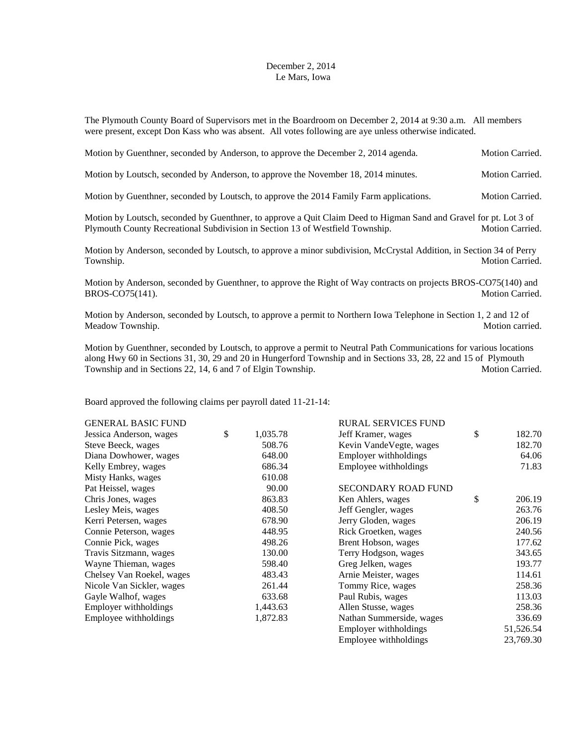December 2, 2014
Le Mars, Iowa

The Plymouth County Board of Supervisors met in the Boardroom on December 2, 2014 at 9:30 a.m. All members were present, except Don Kass who was absent. All votes following are aye unless otherwise indicated.

Motion by Guenthner, seconded by Anderson, to approve the December 2, 2014 agenda. Motion Carried.

Motion by Loutsch, seconded by Anderson, to approve the November 18, 2014 minutes. Motion Carried.

Motion by Guenthner, seconded by Loutsch, to approve the 2014 Family Farm applications. Motion Carried.

Motion by Loutsch, seconded by Guenthner, to approve a Quit Claim Deed to Higman Sand and Gravel for pt. Lot 3 of Plymouth County Recreational Subdivision in Section 13 of Westfield Township. Motion Carried.

Motion by Anderson, seconded by Loutsch, to approve a minor subdivision, McCrystal Addition, in Section 34 of Perry Township. Motion Carried.

Motion by Anderson, seconded by Guenthner, to approve the Right of Way contracts on projects BROS-CO75(140) and BROS-CO75(141). Motion Carried.

Motion by Anderson, seconded by Loutsch, to approve a permit to Northern Iowa Telephone in Section 1, 2 and 12 of Meadow Township. Motion carried.

Motion by Guenthner, seconded by Loutsch, to approve a permit to Neutral Path Communications for various locations along Hwy 60 in Sections 31, 30, 29 and 20 in Hungerford Township and in Sections 33, 28, 22 and 15 of Plymouth Township and in Sections 22, 14, 6 and 7 of Elgin Township. Motion Carried.

Board approved the following claims per payroll dated 11-21-14:

| GENERAL BASIC FUND | |
|---|---|
| Jessica Anderson, wages | $ 1,035.78 |
| Steve Beeck, wages | 508.76 |
| Diana Dowhower, wages | 648.00 |
| Kelly Embrey, wages | 686.34 |
| Misty Hanks, wages | 610.08 |
| Pat Heissel, wages | 90.00 |
| Chris Jones, wages | 863.83 |
| Lesley Meis, wages | 408.50 |
| Kerri Petersen, wages | 678.90 |
| Connie Peterson, wages | 448.95 |
| Connie Pick, wages | 498.26 |
| Travis Sitzmann, wages | 130.00 |
| Wayne Thieman, wages | 598.40 |
| Chelsey Van Roekel, wages | 483.43 |
| Nicole Van Sickler, wages | 261.44 |
| Gayle Walhof, wages | 633.68 |
| Employer withholdings | 1,443.63 |
| Employee withholdings | 1,872.83 |

| RURAL SERVICES FUND | |
|---|---|
| Jeff Kramer, wages | $ 182.70 |
| Kevin VandeVegte, wages | 182.70 |
| Employer withholdings | 64.06 |
| Employee withholdings | 71.83 |

| SECONDARY ROAD FUND | |
|---|---|
| Ken Ahlers, wages | $ 206.19 |
| Jeff Gengler, wages | 263.76 |
| Jerry Gloden, wages | 206.19 |
| Rick Groetken, wages | 240.56 |
| Brent Hobson, wages | 177.62 |
| Terry Hodgson, wages | 343.65 |
| Greg Jelken, wages | 193.77 |
| Arnie Meister, wages | 114.61 |
| Tommy Rice, wages | 258.36 |
| Paul Rubis, wages | 113.03 |
| Allen Stusse, wages | 258.36 |
| Nathan Summerside, wages | 336.69 |
| Employer withholdings | 51,526.54 |
| Employee withholdings | 23,769.30 |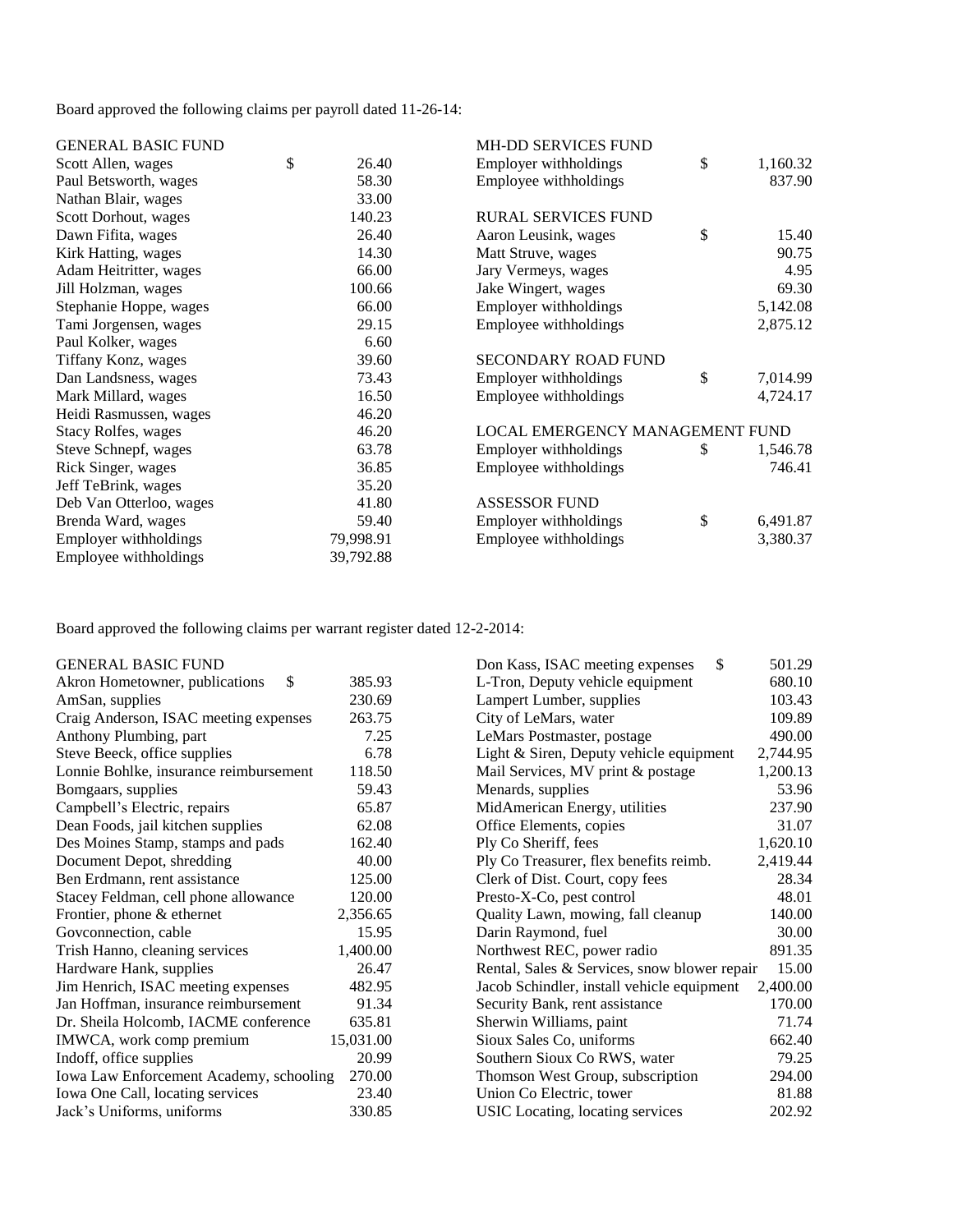Board approved the following claims per payroll dated 11-26-14:

| GENERAL BASIC FUND | |
|---|---|
| Scott Allen, wages | $ 26.40 |
| Paul Betsworth, wages | 58.30 |
| Nathan Blair, wages | 33.00 |
| Scott Dorhout, wages | 140.23 |
| Dawn Fifita, wages | 26.40 |
| Kirk Hatting, wages | 14.30 |
| Adam Heitritter, wages | 66.00 |
| Jill Holzman, wages | 100.66 |
| Stephanie Hoppe, wages | 66.00 |
| Tami Jorgensen, wages | 29.15 |
| Paul Kolker, wages | 6.60 |
| Tiffany Konz, wages | 39.60 |
| Dan Landsness, wages | 73.43 |
| Mark Millard, wages | 16.50 |
| Heidi Rasmussen, wages | 46.20 |
| Stacy Rolfes, wages | 46.20 |
| Steve Schnepf, wages | 63.78 |
| Rick Singer, wages | 36.85 |
| Jeff TeBrink, wages | 35.20 |
| Deb Van Otterloo, wages | 41.80 |
| Brenda Ward, wages | 59.40 |
| Employer withholdings | 79,998.91 |
| Employee withholdings | 39,792.88 |

| MH-DD SERVICES FUND | |
|---|---|
| Employer withholdings | $ 1,160.32 |
| Employee withholdings | 837.90 |

| RURAL SERVICES FUND | |
|---|---|
| Aaron Leusink, wages | $ 15.40 |
| Matt Struve, wages | 90.75 |
| Jary Vermeys, wages | 4.95 |
| Jake Wingert, wages | 69.30 |
| Employer withholdings | 5,142.08 |
| Employee withholdings | 2,875.12 |

| SECONDARY ROAD FUND | |
|---|---|
| Employer withholdings | $ 7,014.99 |
| Employee withholdings | 4,724.17 |

| LOCAL EMERGENCY MANAGEMENT FUND | |
|---|---|
| Employer withholdings | $ 1,546.78 |
| Employee withholdings | 746.41 |

| ASSESSOR FUND | |
|---|---|
| Employer withholdings | $ 6,491.87 |
| Employee withholdings | 3,380.37 |

Board approved the following claims per warrant register dated 12-2-2014:

| GENERAL BASIC FUND | |
|---|---|
| Akron Hometowner, publications | $ 385.93 |
| AmSan, supplies | 230.69 |
| Craig Anderson, ISAC meeting expenses | 263.75 |
| Anthony Plumbing, part | 7.25 |
| Steve Beeck, office supplies | 6.78 |
| Lonnie Bohlke, insurance reimbursement | 118.50 |
| Bomgaars, supplies | 59.43 |
| Campbell's Electric, repairs | 65.87 |
| Dean Foods, jail kitchen supplies | 62.08 |
| Des Moines Stamp, stamps and pads | 162.40 |
| Document Depot, shredding | 40.00 |
| Ben Erdmann, rent assistance | 125.00 |
| Stacey Feldman, cell phone allowance | 120.00 |
| Frontier, phone & ethernet | 2,356.65 |
| Govconnection, cable | 15.95 |
| Trish Hanno, cleaning services | 1,400.00 |
| Hardware Hank, supplies | 26.47 |
| Jim Henrich, ISAC meeting expenses | 482.95 |
| Jan Hoffman, insurance reimbursement | 91.34 |
| Dr. Sheila Holcomb, IACME conference | 635.81 |
| IMWCA, work comp premium | 15,031.00 |
| Indoff, office supplies | 20.99 |
| Iowa Law Enforcement Academy, schooling | 270.00 |
| Iowa One Call, locating services | 23.40 |
| Jack's Uniforms, uniforms | 330.85 |
| Don Kass, ISAC meeting expenses | $ 501.29 |
| L-Tron, Deputy vehicle equipment | 680.10 |
| Lampert Lumber, supplies | 103.43 |
| City of LeMars, water | 109.89 |
| LeMars Postmaster, postage | 490.00 |
| Light & Siren, Deputy vehicle equipment | 2,744.95 |
| Mail Services, MV print & postage | 1,200.13 |
| Menards, supplies | 53.96 |
| MidAmerican Energy, utilities | 237.90 |
| Office Elements, copies | 31.07 |
| Ply Co Sheriff, fees | 1,620.10 |
| Ply Co Treasurer, flex benefits reimb. | 2,419.44 |
| Clerk of Dist. Court, copy fees | 28.34 |
| Presto-X-Co, pest control | 48.01 |
| Quality Lawn, mowing, fall cleanup | 140.00 |
| Darin Raymond, fuel | 30.00 |
| Northwest REC, power radio | 891.35 |
| Rental, Sales & Services, snow blower repair | 15.00 |
| Jacob Schindler, install vehicle equipment | 2,400.00 |
| Security Bank, rent assistance | 170.00 |
| Sherwin Williams, paint | 71.74 |
| Sioux Sales Co, uniforms | 662.40 |
| Southern Sioux Co RWS, water | 79.25 |
| Thomson West Group, subscription | 294.00 |
| Union Co Electric, tower | 81.88 |
| USIC Locating, locating services | 202.92 |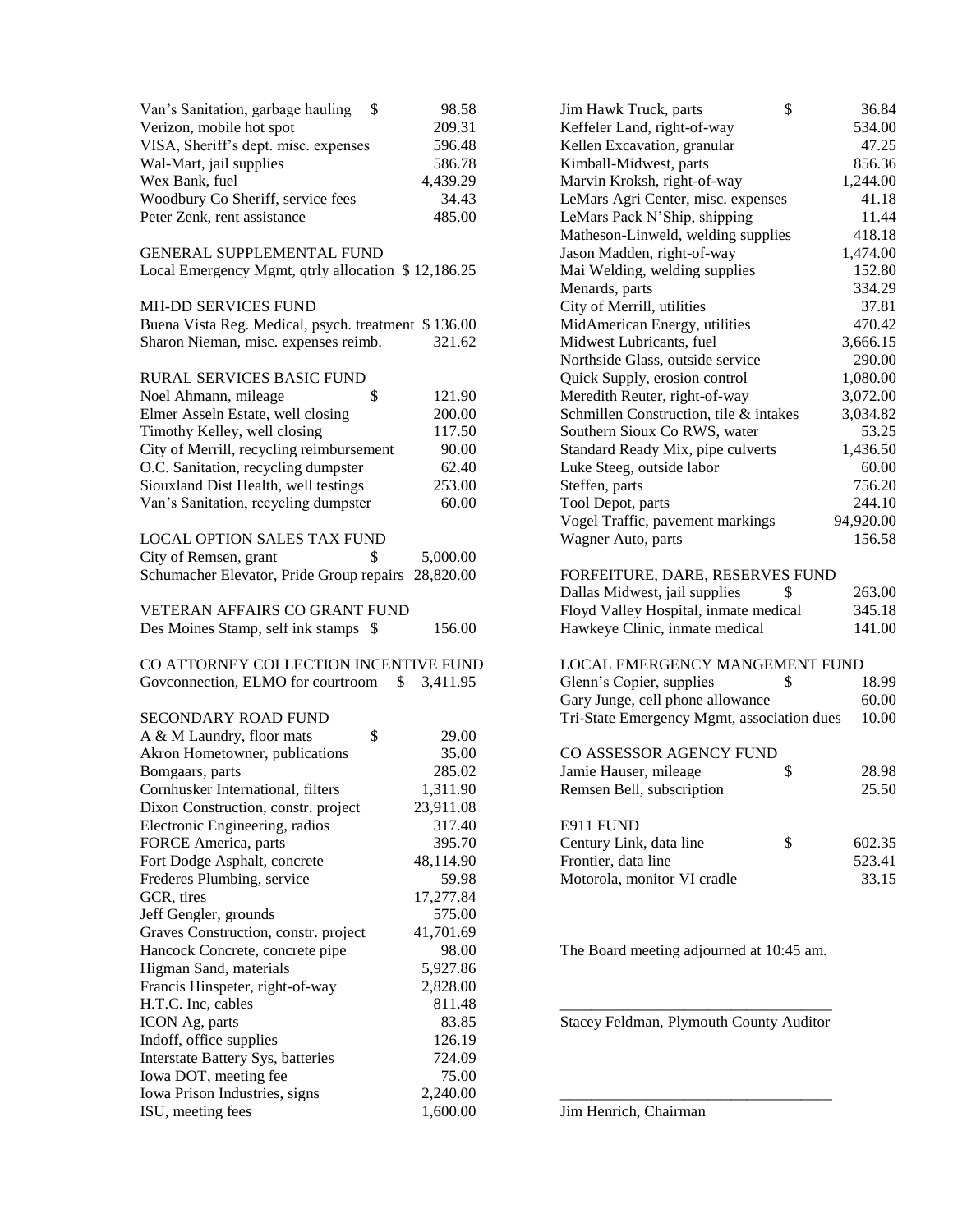| | | |
|---|---|---|
| Van's Sanitation, garbage hauling | $ | 98.58 |
| Verizon, mobile hot spot | | 209.31 |
| VISA, Sheriff's dept. misc. expenses | | 596.48 |
| Wal-Mart, jail supplies | | 586.78 |
| Wex Bank, fuel | | 4,439.29 |
| Woodbury Co Sheriff, service fees | | 34.43 |
| Peter Zenk, rent assistance | | 485.00 |

GENERAL SUPPLEMENTAL FUND

| | | |
|---|---|---|
| Local Emergency Mgmt, qtrly allocation | $ | 12,186.25 |

MH-DD SERVICES FUND

| | | |
|---|---|---|
| Buena Vista Reg. Medical, psych. treatment | $ | 136.00 |
| Sharon Nieman, misc. expenses reimb. | | 321.62 |

RURAL SERVICES BASIC FUND

| | | |
|---|---|---|
| Noel Ahmann, mileage | $ | 121.90 |
| Elmer Asseln Estate, well closing | | 200.00 |
| Timothy Kelley, well closing | | 117.50 |
| City of Merrill, recycling reimbursement | | 90.00 |
| O.C. Sanitation, recycling dumpster | | 62.40 |
| Siouxland Dist Health, well testings | | 253.00 |
| Van's Sanitation, recycling dumpster | | 60.00 |

LOCAL OPTION SALES TAX FUND

| | | |
|---|---|---|
| City of Remsen, grant | $ | 5,000.00 |
| Schumacher Elevator, Pride Group repairs | | 28,820.00 |

VETERAN AFFAIRS CO GRANT FUND

| | | |
|---|---|---|
| Des Moines Stamp, self ink stamps | $ | 156.00 |

CO ATTORNEY COLLECTION INCENTIVE FUND

| | | |
|---|---|---|
| Govconnection, ELMO for courtroom | $ | 3,411.95 |

SECONDARY ROAD FUND

| | | |
|---|---|---|
| A & M Laundry, floor mats | $ | 29.00 |
| Akron Hometowner, publications | | 35.00 |
| Bomgaars, parts | | 285.02 |
| Cornhusker International, filters | | 1,311.90 |
| Dixon Construction, constr. project | | 23,911.08 |
| Electronic Engineering, radios | | 317.40 |
| FORCE America, parts | | 395.70 |
| Fort Dodge Asphalt, concrete | | 48,114.90 |
| Frederes Plumbing, service | | 59.98 |
| GCR, tires | | 17,277.84 |
| Jeff Gengler, grounds | | 575.00 |
| Graves Construction, constr. project | | 41,701.69 |
| Hancock Concrete, concrete pipe | | 98.00 |
| Higman Sand, materials | | 5,927.86 |
| Francis Hinspeter, right-of-way | | 2,828.00 |
| H.T.C. Inc, cables | | 811.48 |
| ICON Ag, parts | | 83.85 |
| Indoff, office supplies | | 126.19 |
| Interstate Battery Sys, batteries | | 724.09 |
| Iowa DOT, meeting fee | | 75.00 |
| Iowa Prison Industries, signs | | 2,240.00 |
| ISU, meeting fees | | 1,600.00 |
| Jim Hawk Truck, parts | $ | 36.84 |
| Keffeler Land, right-of-way | | 534.00 |
| Kellen Excavation, granular | | 47.25 |
| Kimball-Midwest, parts | | 856.36 |
| Marvin Kroksh, right-of-way | | 1,244.00 |
| LeMars Agri Center, misc. expenses | | 41.18 |
| LeMars Pack N'Ship, shipping | | 11.44 |
| Matheson-Linweld, welding supplies | | 418.18 |
| Jason Madden, right-of-way | | 1,474.00 |
| Mai Welding, welding supplies | | 152.80 |
| Menards, parts | | 334.29 |
| City of Merrill, utilities | | 37.81 |
| MidAmerican Energy, utilities | | 470.42 |
| Midwest Lubricants, fuel | | 3,666.15 |
| Northside Glass, outside service | | 290.00 |
| Quick Supply, erosion control | | 1,080.00 |
| Meredith Reuter, right-of-way | | 3,072.00 |
| Schmillen Construction, tile & intakes | | 3,034.82 |
| Southern Sioux Co RWS, water | | 53.25 |
| Standard Ready Mix, pipe culverts | | 1,436.50 |
| Luke Steeg, outside labor | | 60.00 |
| Steffen, parts | | 756.20 |
| Tool Depot, parts | | 244.10 |
| Vogel Traffic, pavement markings | | 94,920.00 |
| Wagner Auto, parts | | 156.58 |

FORFEITURE, DARE, RESERVES FUND

| | | |
|---|---|---|
| Dallas Midwest, jail supplies | $ | 263.00 |
| Floyd Valley Hospital, inmate medical | | 345.18 |
| Hawkeye Clinic, inmate medical | | 141.00 |

LOCAL EMERGENCY MANGEMENT FUND

| | | |
|---|---|---|
| Glenn's Copier, supplies | $ | 18.99 |
| Gary Junge, cell phone allowance | | 60.00 |
| Tri-State Emergency Mgmt, association dues | | 10.00 |

CO ASSESSOR AGENCY FUND

| | | |
|---|---|---|
| Jamie Hauser, mileage | $ | 28.98 |
| Remsen Bell, subscription | | 25.50 |

E911 FUND

| | | |
|---|---|---|
| Century Link, data line | $ | 602.35 |
| Frontier, data line | | 523.41 |
| Motorola, monitor VI cradle | | 33.15 |

The Board meeting adjourned at 10:45 am.

\_\_\_\_\_\_\_\_\_\_\_\_\_\_\_\_\_\_\_\_\_\_\_\_\_\_\_\_\_\_\_\_\_\_

Stacey Feldman, Plymouth County Auditor

\_\_\_\_\_\_\_\_\_\_\_\_\_\_\_\_\_\_\_\_\_\_\_\_\_\_\_\_\_\_\_\_\_\_

Jim Henrich, Chairman